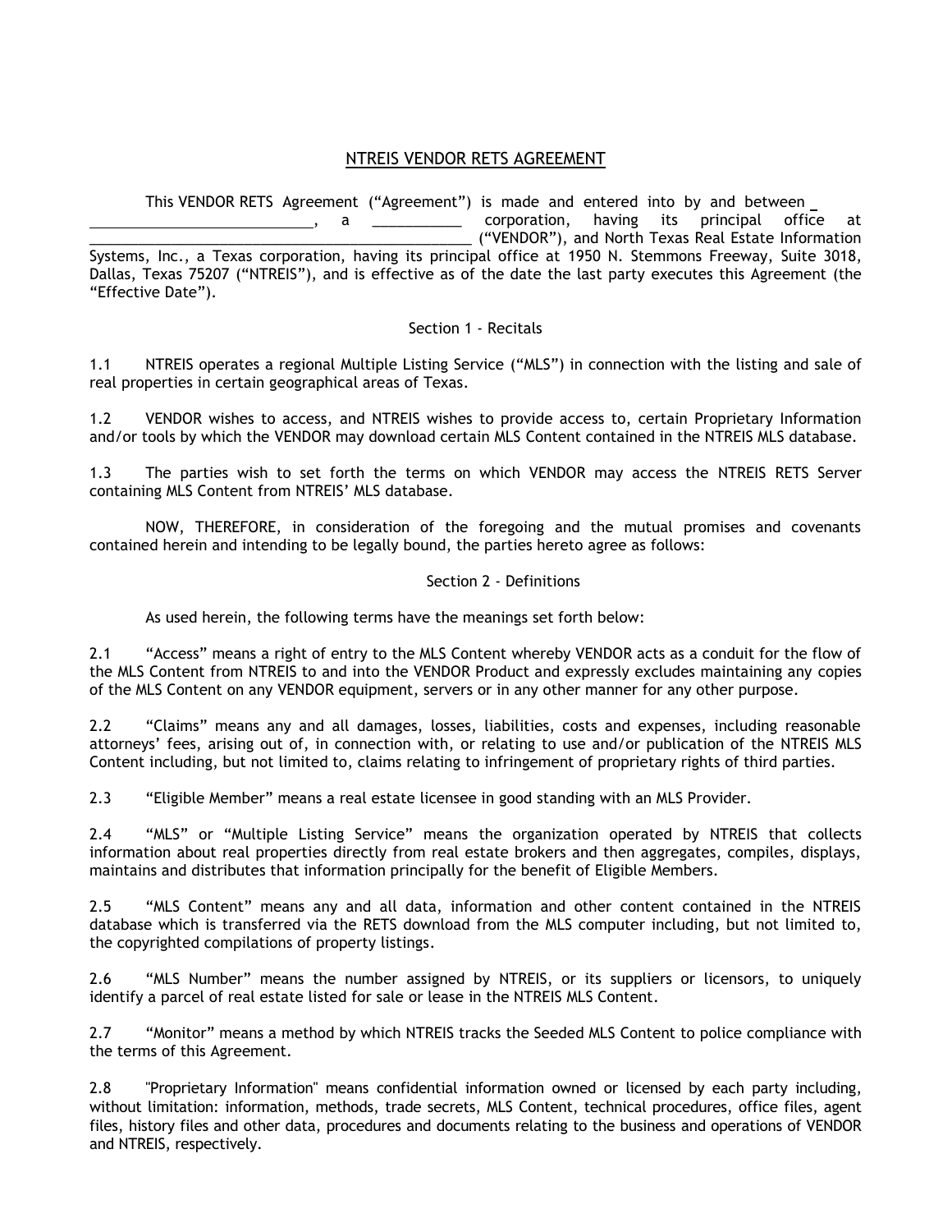# NTREIS VENDOR RETS AGREEMENT

This VENDOR RETS Agreement ("Agreement") is made and entered into by and between _ ___________________________, a ___________ corporation, having its principal office at _______________________________________________ ("VENDOR"), and North Texas Real Estate Information Systems, Inc., a Texas corporation, having its principal office at 1950 N. Stemmons Freeway, Suite 3018, Dallas, Texas 75207 ("NTREIS"), and is effective as of the date the last party executes this Agreement (the "Effective Date").

## Section 1 - Recitals

1.1 NTREIS operates a regional Multiple Listing Service ("MLS") in connection with the listing and sale of real properties in certain geographical areas of Texas.

1.2 VENDOR wishes to access, and NTREIS wishes to provide access to, certain Proprietary Information and/or tools by which the VENDOR may download certain MLS Content contained in the NTREIS MLS database.

1.3 The parties wish to set forth the terms on which VENDOR may access the NTREIS RETS Server containing MLS Content from NTREIS' MLS database.

NOW, THEREFORE, in consideration of the foregoing and the mutual promises and covenants contained herein and intending to be legally bound, the parties hereto agree as follows:

## Section 2 - Definitions

As used herein, the following terms have the meanings set forth below:

2.1 "Access" means a right of entry to the MLS Content whereby VENDOR acts as a conduit for the flow of the MLS Content from NTREIS to and into the VENDOR Product and expressly excludes maintaining any copies of the MLS Content on any VENDOR equipment, servers or in any other manner for any other purpose.

2.2 "Claims" means any and all damages, losses, liabilities, costs and expenses, including reasonable attorneys' fees, arising out of, in connection with, or relating to use and/or publication of the NTREIS MLS Content including, but not limited to, claims relating to infringement of proprietary rights of third parties.

2.3 "Eligible Member" means a real estate licensee in good standing with an MLS Provider.

2.4 "MLS" or "Multiple Listing Service" means the organization operated by NTREIS that collects information about real properties directly from real estate brokers and then aggregates, compiles, displays, maintains and distributes that information principally for the benefit of Eligible Members.

2.5 "MLS Content" means any and all data, information and other content contained in the NTREIS database which is transferred via the RETS download from the MLS computer including, but not limited to, the copyrighted compilations of property listings.

2.6 "MLS Number" means the number assigned by NTREIS, or its suppliers or licensors, to uniquely identify a parcel of real estate listed for sale or lease in the NTREIS MLS Content.

2.7 "Monitor" means a method by which NTREIS tracks the Seeded MLS Content to police compliance with the terms of this Agreement.

2.8 "Proprietary Information" means confidential information owned or licensed by each party including, without limitation: information, methods, trade secrets, MLS Content, technical procedures, office files, agent files, history files and other data, procedures and documents relating to the business and operations of VENDOR and NTREIS, respectively.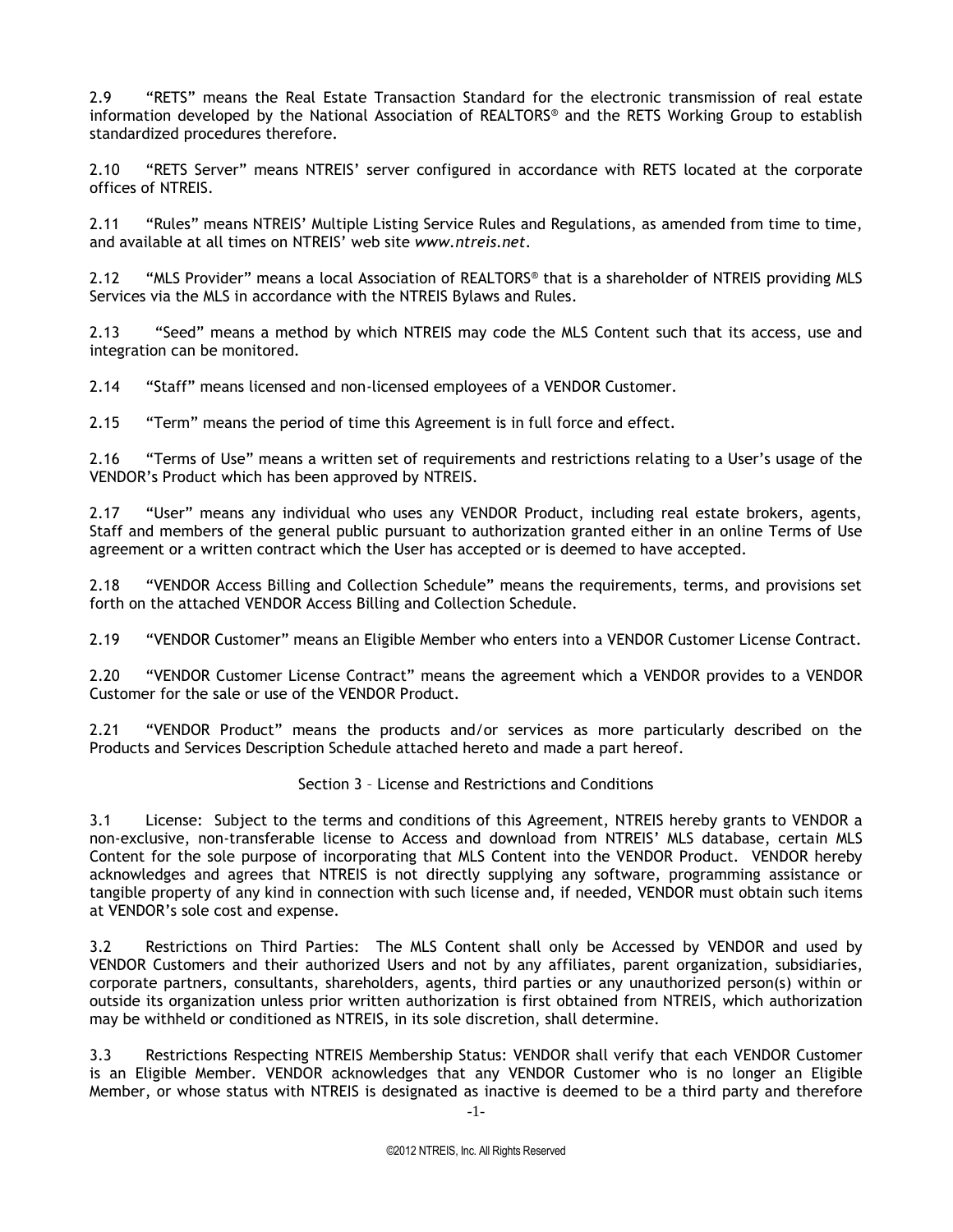2.9 “RETS” means the Real Estate Transaction Standard for the electronic transmission of real estate information developed by the National Association of REALTORS® and the RETS Working Group to establish standardized procedures therefore.

2.10 “RETS Server” means NTREIS’ server configured in accordance with RETS located at the corporate offices of NTREIS.

2.11 “Rules” means NTREIS’ Multiple Listing Service Rules and Regulations, as amended from time to time, and available at all times on NTREIS’ web site *www.ntreis.net*.

2.12 “MLS Provider” means a local Association of REALTORS® that is a shareholder of NTREIS providing MLS Services via the MLS in accordance with the NTREIS Bylaws and Rules.

2.13 “Seed” means a method by which NTREIS may code the MLS Content such that its access, use and integration can be monitored.

2.14 “Staff” means licensed and non-licensed employees of a VENDOR Customer.

2.15 “Term” means the period of time this Agreement is in full force and effect.

2.16 “Terms of Use” means a written set of requirements and restrictions relating to a User’s usage of the VENDOR’s Product which has been approved by NTREIS.

2.17 “User” means any individual who uses any VENDOR Product, including real estate brokers, agents, Staff and members of the general public pursuant to authorization granted either in an online Terms of Use agreement or a written contract which the User has accepted or is deemed to have accepted.

2.18 “VENDOR Access Billing and Collection Schedule” means the requirements, terms, and provisions set forth on the attached VENDOR Access Billing and Collection Schedule.

2.19 “VENDOR Customer” means an Eligible Member who enters into a VENDOR Customer License Contract.

2.20 “VENDOR Customer License Contract” means the agreement which a VENDOR provides to a VENDOR Customer for the sale or use of the VENDOR Product.

2.21 “VENDOR Product” means the products and/or services as more particularly described on the Products and Services Description Schedule attached hereto and made a part hereof.

## Section 3 – License and Restrictions and Conditions

3.1 License: Subject to the terms and conditions of this Agreement, NTREIS hereby grants to VENDOR a non-exclusive, non-transferable license to Access and download from NTREIS’ MLS database, certain MLS Content for the sole purpose of incorporating that MLS Content into the VENDOR Product. VENDOR hereby acknowledges and agrees that NTREIS is not directly supplying any software, programming assistance or tangible property of any kind in connection with such license and, if needed, VENDOR must obtain such items at VENDOR’s sole cost and expense.

3.2 Restrictions on Third Parties: The MLS Content shall only be Accessed by VENDOR and used by VENDOR Customers and their authorized Users and not by any affiliates, parent organization, subsidiaries, corporate partners, consultants, shareholders, agents, third parties or any unauthorized person(s) within or outside its organization unless prior written authorization is first obtained from NTREIS, which authorization may be withheld or conditioned as NTREIS, in its sole discretion, shall determine.

3.3 Restrictions Respecting NTREIS Membership Status: VENDOR shall verify that each VENDOR Customer is an Eligible Member. VENDOR acknowledges that any VENDOR Customer who is no longer an Eligible Member, or whose status with NTREIS is designated as inactive is deemed to be a third party and therefore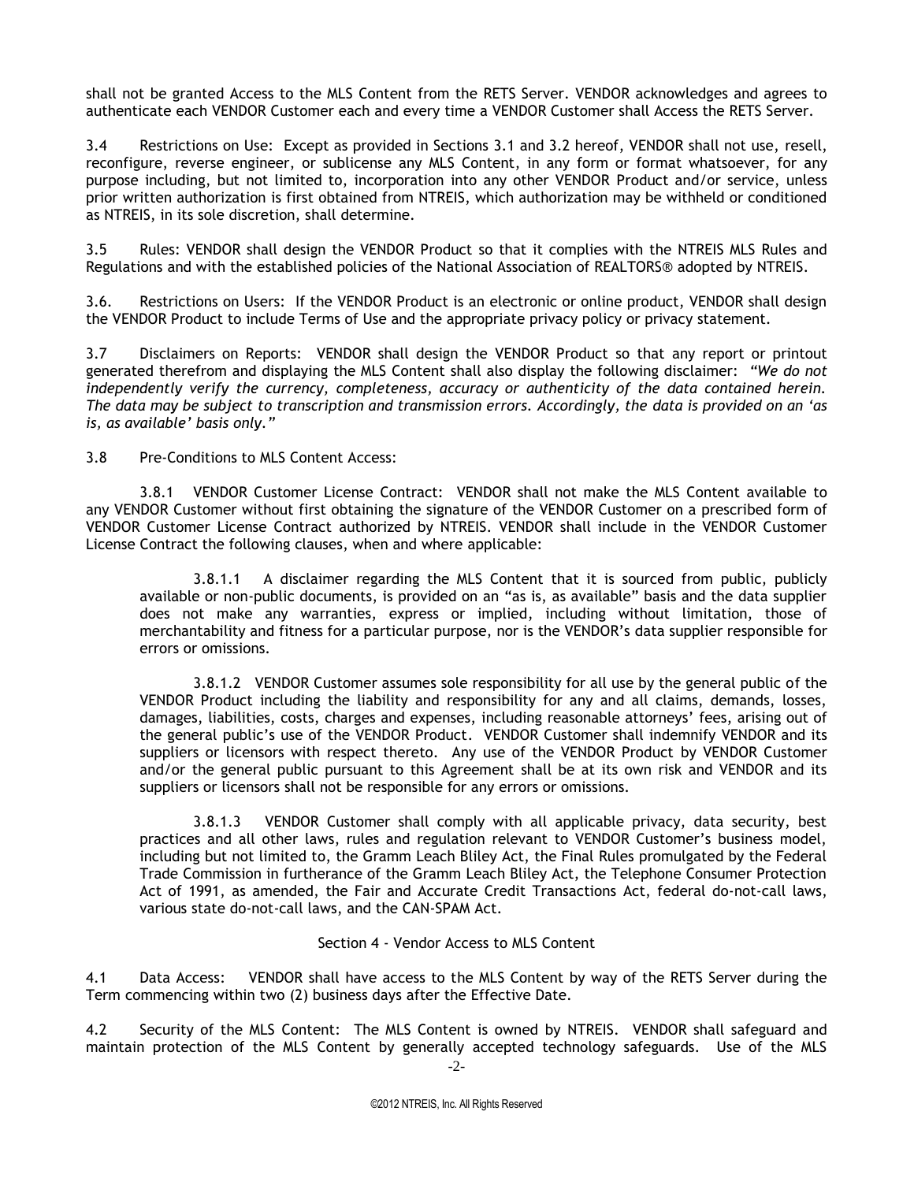shall not be granted Access to the MLS Content from the RETS Server. VENDOR acknowledges and agrees to authenticate each VENDOR Customer each and every time a VENDOR Customer shall Access the RETS Server.

3.4 Restrictions on Use: Except as provided in Sections 3.1 and 3.2 hereof, VENDOR shall not use, resell, reconfigure, reverse engineer, or sublicense any MLS Content, in any form or format whatsoever, for any purpose including, but not limited to, incorporation into any other VENDOR Product and/or service, unless prior written authorization is first obtained from NTREIS, which authorization may be withheld or conditioned as NTREIS, in its sole discretion, shall determine.

3.5 Rules: VENDOR shall design the VENDOR Product so that it complies with the NTREIS MLS Rules and Regulations and with the established policies of the National Association of REALTORS® adopted by NTREIS.

3.6. Restrictions on Users: If the VENDOR Product is an electronic or online product, VENDOR shall design the VENDOR Product to include Terms of Use and the appropriate privacy policy or privacy statement.

3.7 Disclaimers on Reports: VENDOR shall design the VENDOR Product so that any report or printout generated therefrom and displaying the MLS Content shall also display the following disclaimer: *"We do not independently verify the currency, completeness, accuracy or authenticity of the data contained herein. The data may be subject to transcription and transmission errors. Accordingly, the data is provided on an 'as is, as available' basis only."*

3.8 Pre-Conditions to MLS Content Access:

3.8.1 VENDOR Customer License Contract: VENDOR shall not make the MLS Content available to any VENDOR Customer without first obtaining the signature of the VENDOR Customer on a prescribed form of VENDOR Customer License Contract authorized by NTREIS. VENDOR shall include in the VENDOR Customer License Contract the following clauses, when and where applicable:

3.8.1.1 A disclaimer regarding the MLS Content that it is sourced from public, publicly available or non-public documents, is provided on an "as is, as available" basis and the data supplier does not make any warranties, express or implied, including without limitation, those of merchantability and fitness for a particular purpose, nor is the VENDOR's data supplier responsible for errors or omissions.

3.8.1.2 VENDOR Customer assumes sole responsibility for all use by the general public of the VENDOR Product including the liability and responsibility for any and all claims, demands, losses, damages, liabilities, costs, charges and expenses, including reasonable attorneys' fees, arising out of the general public's use of the VENDOR Product. VENDOR Customer shall indemnify VENDOR and its suppliers or licensors with respect thereto. Any use of the VENDOR Product by VENDOR Customer and/or the general public pursuant to this Agreement shall be at its own risk and VENDOR and its suppliers or licensors shall not be responsible for any errors or omissions.

3.8.1.3 VENDOR Customer shall comply with all applicable privacy, data security, best practices and all other laws, rules and regulation relevant to VENDOR Customer's business model, including but not limited to, the Gramm Leach Bliley Act, the Final Rules promulgated by the Federal Trade Commission in furtherance of the Gramm Leach Bliley Act, the Telephone Consumer Protection Act of 1991, as amended, the Fair and Accurate Credit Transactions Act, federal do-not-call laws, various state do-not-call laws, and the CAN-SPAM Act.

## Section 4 - Vendor Access to MLS Content

4.1 Data Access: VENDOR shall have access to the MLS Content by way of the RETS Server during the Term commencing within two (2) business days after the Effective Date.

4.2 Security of the MLS Content: The MLS Content is owned by NTREIS. VENDOR shall safeguard and maintain protection of the MLS Content by generally accepted technology safeguards. Use of the MLS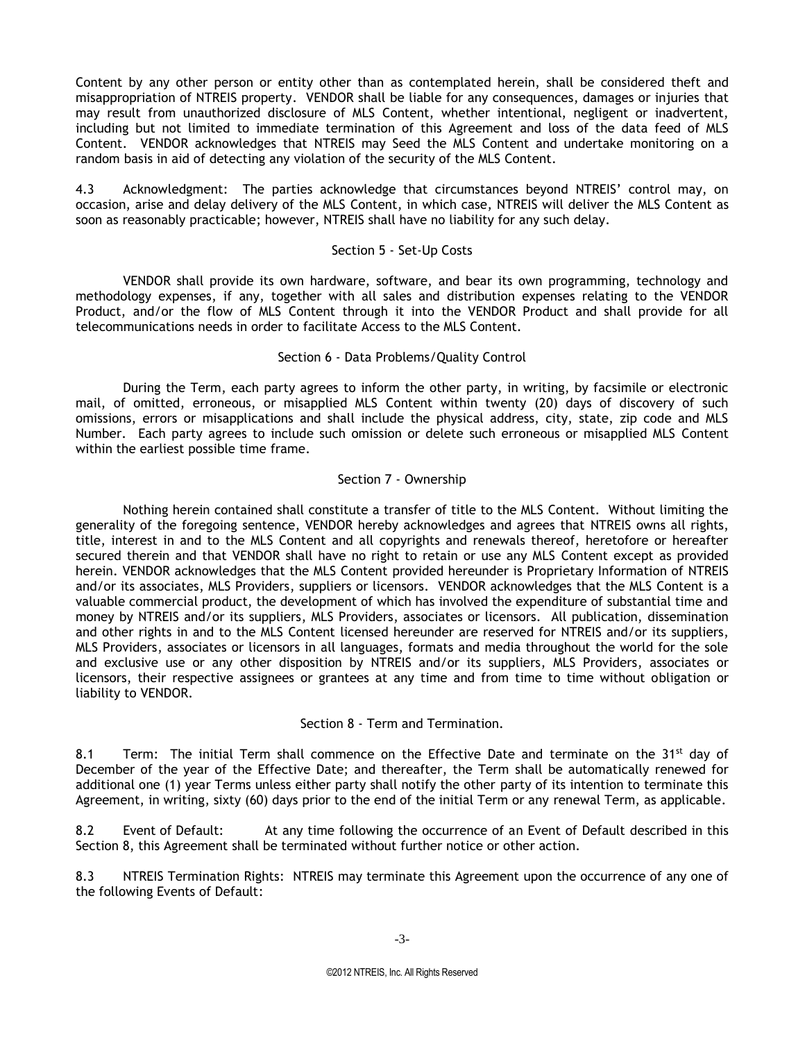Content by any other person or entity other than as contemplated herein, shall be considered theft and misappropriation of NTREIS property. VENDOR shall be liable for any consequences, damages or injuries that may result from unauthorized disclosure of MLS Content, whether intentional, negligent or inadvertent, including but not limited to immediate termination of this Agreement and loss of the data feed of MLS Content. VENDOR acknowledges that NTREIS may Seed the MLS Content and undertake monitoring on a random basis in aid of detecting any violation of the security of the MLS Content.

4.3 Acknowledgment: The parties acknowledge that circumstances beyond NTREIS' control may, on occasion, arise and delay delivery of the MLS Content, in which case, NTREIS will deliver the MLS Content as soon as reasonably practicable; however, NTREIS shall have no liability for any such delay.

## Section 5 - Set-Up Costs

VENDOR shall provide its own hardware, software, and bear its own programming, technology and methodology expenses, if any, together with all sales and distribution expenses relating to the VENDOR Product, and/or the flow of MLS Content through it into the VENDOR Product and shall provide for all telecommunications needs in order to facilitate Access to the MLS Content.

## Section 6 - Data Problems/Quality Control

During the Term, each party agrees to inform the other party, in writing, by facsimile or electronic mail, of omitted, erroneous, or misapplied MLS Content within twenty (20) days of discovery of such omissions, errors or misapplications and shall include the physical address, city, state, zip code and MLS Number. Each party agrees to include such omission or delete such erroneous or misapplied MLS Content within the earliest possible time frame.

## Section 7 - Ownership

Nothing herein contained shall constitute a transfer of title to the MLS Content. Without limiting the generality of the foregoing sentence, VENDOR hereby acknowledges and agrees that NTREIS owns all rights, title, interest in and to the MLS Content and all copyrights and renewals thereof, heretofore or hereafter secured therein and that VENDOR shall have no right to retain or use any MLS Content except as provided herein. VENDOR acknowledges that the MLS Content provided hereunder is Proprietary Information of NTREIS and/or its associates, MLS Providers, suppliers or licensors. VENDOR acknowledges that the MLS Content is a valuable commercial product, the development of which has involved the expenditure of substantial time and money by NTREIS and/or its suppliers, MLS Providers, associates or licensors. All publication, dissemination and other rights in and to the MLS Content licensed hereunder are reserved for NTREIS and/or its suppliers, MLS Providers, associates or licensors in all languages, formats and media throughout the world for the sole and exclusive use or any other disposition by NTREIS and/or its suppliers, MLS Providers, associates or licensors, their respective assignees or grantees at any time and from time to time without obligation or liability to VENDOR.

## Section 8 - Term and Termination.

8.1 Term: The initial Term shall commence on the Effective Date and terminate on the 31st day of December of the year of the Effective Date; and thereafter, the Term shall be automatically renewed for additional one (1) year Terms unless either party shall notify the other party of its intention to terminate this Agreement, in writing, sixty (60) days prior to the end of the initial Term or any renewal Term, as applicable.

8.2 Event of Default: At any time following the occurrence of an Event of Default described in this Section 8, this Agreement shall be terminated without further notice or other action.

8.3 NTREIS Termination Rights: NTREIS may terminate this Agreement upon the occurrence of any one of the following Events of Default: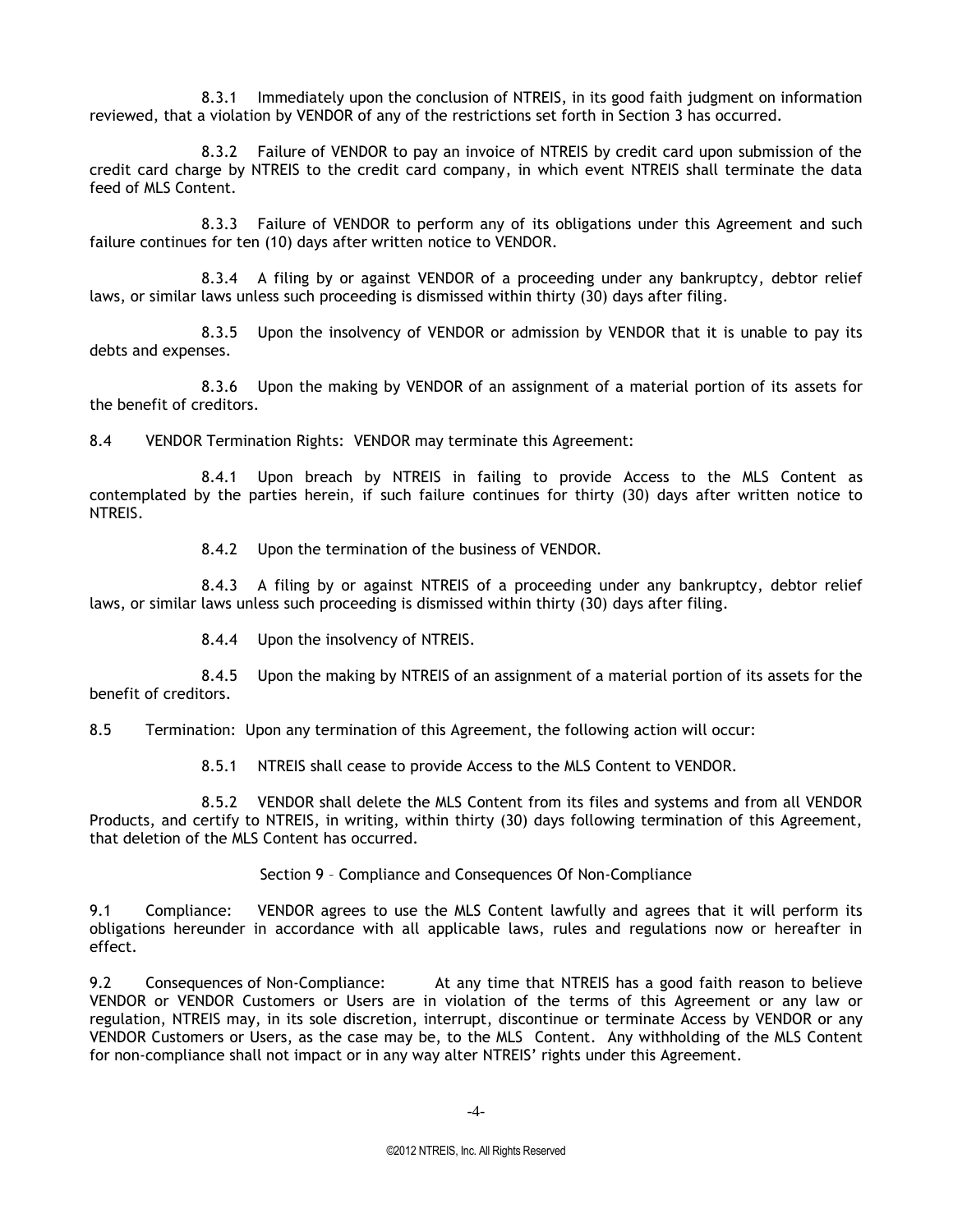8.3.1 Immediately upon the conclusion of NTREIS, in its good faith judgment on information reviewed, that a violation by VENDOR of any of the restrictions set forth in Section 3 has occurred.

8.3.2 Failure of VENDOR to pay an invoice of NTREIS by credit card upon submission of the credit card charge by NTREIS to the credit card company, in which event NTREIS shall terminate the data feed of MLS Content.

8.3.3 Failure of VENDOR to perform any of its obligations under this Agreement and such failure continues for ten (10) days after written notice to VENDOR.

8.3.4 A filing by or against VENDOR of a proceeding under any bankruptcy, debtor relief laws, or similar laws unless such proceeding is dismissed within thirty (30) days after filing.

8.3.5 Upon the insolvency of VENDOR or admission by VENDOR that it is unable to pay its debts and expenses.

8.3.6 Upon the making by VENDOR of an assignment of a material portion of its assets for the benefit of creditors.

8.4 VENDOR Termination Rights: VENDOR may terminate this Agreement:

8.4.1 Upon breach by NTREIS in failing to provide Access to the MLS Content as contemplated by the parties herein, if such failure continues for thirty (30) days after written notice to NTREIS.

8.4.2 Upon the termination of the business of VENDOR.

8.4.3 A filing by or against NTREIS of a proceeding under any bankruptcy, debtor relief laws, or similar laws unless such proceeding is dismissed within thirty (30) days after filing.

8.4.4 Upon the insolvency of NTREIS.

8.4.5 Upon the making by NTREIS of an assignment of a material portion of its assets for the benefit of creditors.

8.5 Termination: Upon any termination of this Agreement, the following action will occur:

8.5.1 NTREIS shall cease to provide Access to the MLS Content to VENDOR.

8.5.2 VENDOR shall delete the MLS Content from its files and systems and from all VENDOR Products, and certify to NTREIS, in writing, within thirty (30) days following termination of this Agreement, that deletion of the MLS Content has occurred.

## Section 9 – Compliance and Consequences Of Non-Compliance

9.1 Compliance: VENDOR agrees to use the MLS Content lawfully and agrees that it will perform its obligations hereunder in accordance with all applicable laws, rules and regulations now or hereafter in effect.

9.2 Consequences of Non-Compliance: At any time that NTREIS has a good faith reason to believe VENDOR or VENDOR Customers or Users are in violation of the terms of this Agreement or any law or regulation, NTREIS may, in its sole discretion, interrupt, discontinue or terminate Access by VENDOR or any VENDOR Customers or Users, as the case may be, to the MLS Content. Any withholding of the MLS Content for non-compliance shall not impact or in any way alter NTREIS' rights under this Agreement.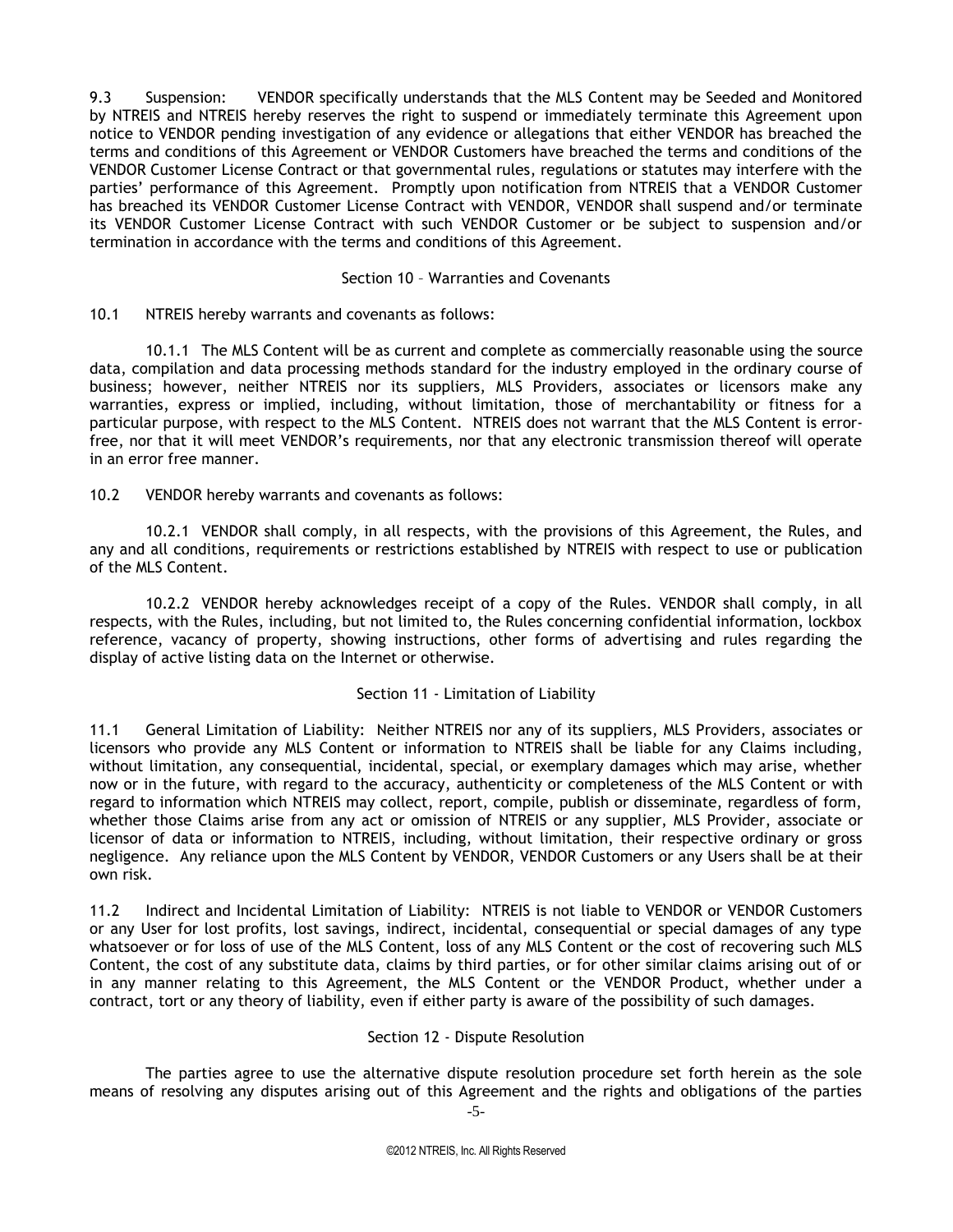9.3 Suspension: VENDOR specifically understands that the MLS Content may be Seeded and Monitored by NTREIS and NTREIS hereby reserves the right to suspend or immediately terminate this Agreement upon notice to VENDOR pending investigation of any evidence or allegations that either VENDOR has breached the terms and conditions of this Agreement or VENDOR Customers have breached the terms and conditions of the VENDOR Customer License Contract or that governmental rules, regulations or statutes may interfere with the parties' performance of this Agreement. Promptly upon notification from NTREIS that a VENDOR Customer has breached its VENDOR Customer License Contract with VENDOR, VENDOR shall suspend and/or terminate its VENDOR Customer License Contract with such VENDOR Customer or be subject to suspension and/or termination in accordance with the terms and conditions of this Agreement.

## Section 10 – Warranties and Covenants

10.1 NTREIS hereby warrants and covenants as follows:

10.1.1 The MLS Content will be as current and complete as commercially reasonable using the source data, compilation and data processing methods standard for the industry employed in the ordinary course of business; however, neither NTREIS nor its suppliers, MLS Providers, associates or licensors make any warranties, express or implied, including, without limitation, those of merchantability or fitness for a particular purpose, with respect to the MLS Content. NTREIS does not warrant that the MLS Content is error-free, nor that it will meet VENDOR's requirements, nor that any electronic transmission thereof will operate in an error free manner.

10.2 VENDOR hereby warrants and covenants as follows:

10.2.1 VENDOR shall comply, in all respects, with the provisions of this Agreement, the Rules, and any and all conditions, requirements or restrictions established by NTREIS with respect to use or publication of the MLS Content.

10.2.2 VENDOR hereby acknowledges receipt of a copy of the Rules. VENDOR shall comply, in all respects, with the Rules, including, but not limited to, the Rules concerning confidential information, lockbox reference, vacancy of property, showing instructions, other forms of advertising and rules regarding the display of active listing data on the Internet or otherwise.

## Section 11 - Limitation of Liability

11.1 General Limitation of Liability: Neither NTREIS nor any of its suppliers, MLS Providers, associates or licensors who provide any MLS Content or information to NTREIS shall be liable for any Claims including, without limitation, any consequential, incidental, special, or exemplary damages which may arise, whether now or in the future, with regard to the accuracy, authenticity or completeness of the MLS Content or with regard to information which NTREIS may collect, report, compile, publish or disseminate, regardless of form, whether those Claims arise from any act or omission of NTREIS or any supplier, MLS Provider, associate or licensor of data or information to NTREIS, including, without limitation, their respective ordinary or gross negligence. Any reliance upon the MLS Content by VENDOR, VENDOR Customers or any Users shall be at their own risk.

11.2 Indirect and Incidental Limitation of Liability: NTREIS is not liable to VENDOR or VENDOR Customers or any User for lost profits, lost savings, indirect, incidental, consequential or special damages of any type whatsoever or for loss of use of the MLS Content, loss of any MLS Content or the cost of recovering such MLS Content, the cost of any substitute data, claims by third parties, or for other similar claims arising out of or in any manner relating to this Agreement, the MLS Content or the VENDOR Product, whether under a contract, tort or any theory of liability, even if either party is aware of the possibility of such damages.

## Section 12 - Dispute Resolution

The parties agree to use the alternative dispute resolution procedure set forth herein as the sole means of resolving any disputes arising out of this Agreement and the rights and obligations of the parties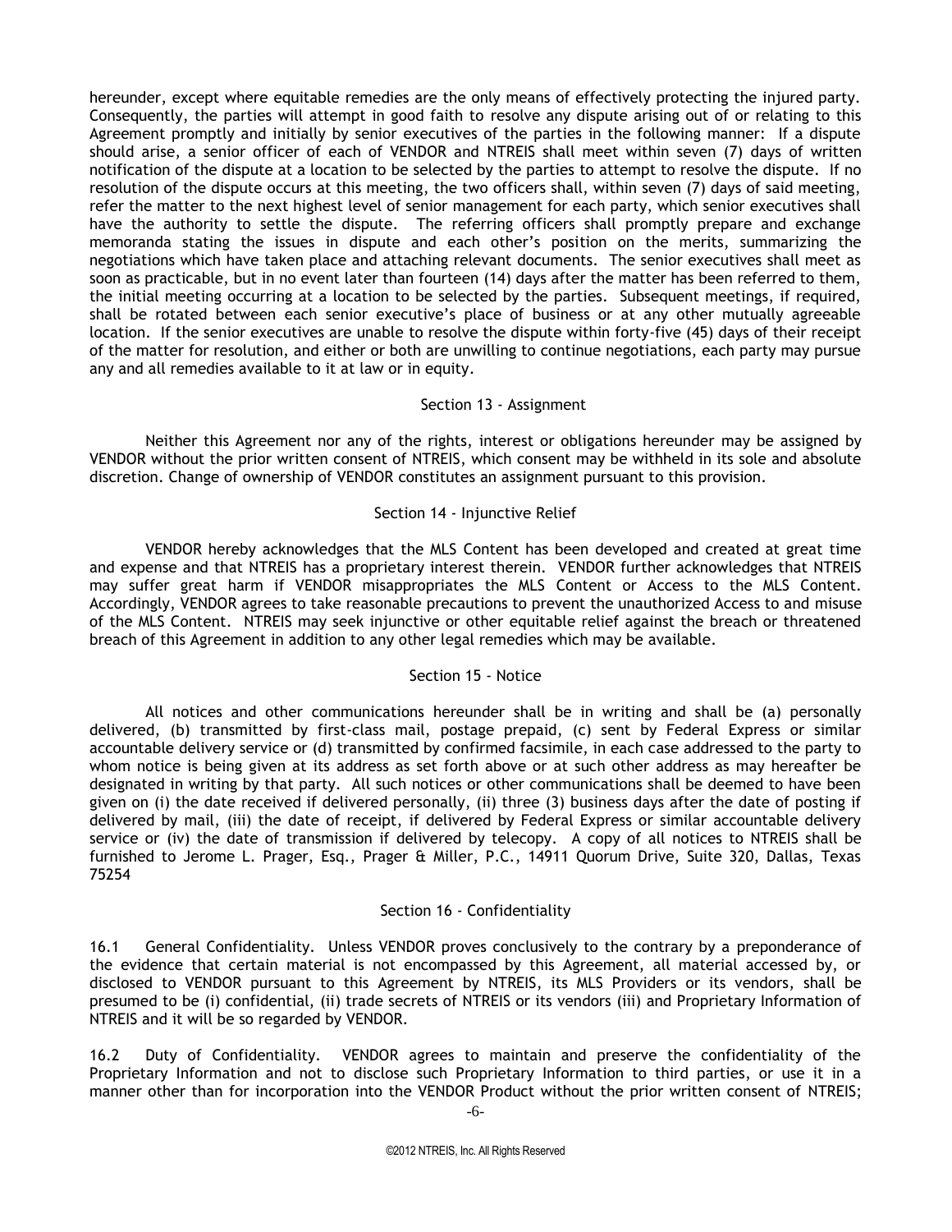hereunder, except where equitable remedies are the only means of effectively protecting the injured party. Consequently, the parties will attempt in good faith to resolve any dispute arising out of or relating to this Agreement promptly and initially by senior executives of the parties in the following manner: If a dispute should arise, a senior officer of each of VENDOR and NTREIS shall meet within seven (7) days of written notification of the dispute at a location to be selected by the parties to attempt to resolve the dispute. If no resolution of the dispute occurs at this meeting, the two officers shall, within seven (7) days of said meeting, refer the matter to the next highest level of senior management for each party, which senior executives shall have the authority to settle the dispute. The referring officers shall promptly prepare and exchange memoranda stating the issues in dispute and each other's position on the merits, summarizing the negotiations which have taken place and attaching relevant documents. The senior executives shall meet as soon as practicable, but in no event later than fourteen (14) days after the matter has been referred to them, the initial meeting occurring at a location to be selected by the parties. Subsequent meetings, if required, shall be rotated between each senior executive's place of business or at any other mutually agreeable location. If the senior executives are unable to resolve the dispute within forty-five (45) days of their receipt of the matter for resolution, and either or both are unwilling to continue negotiations, each party may pursue any and all remedies available to it at law or in equity.

## Section 13 - Assignment

Neither this Agreement nor any of the rights, interest or obligations hereunder may be assigned by VENDOR without the prior written consent of NTREIS, which consent may be withheld in its sole and absolute discretion. Change of ownership of VENDOR constitutes an assignment pursuant to this provision.

## Section 14 - Injunctive Relief

VENDOR hereby acknowledges that the MLS Content has been developed and created at great time and expense and that NTREIS has a proprietary interest therein. VENDOR further acknowledges that NTREIS may suffer great harm if VENDOR misappropriates the MLS Content or Access to the MLS Content. Accordingly, VENDOR agrees to take reasonable precautions to prevent the unauthorized Access to and misuse of the MLS Content. NTREIS may seek injunctive or other equitable relief against the breach or threatened breach of this Agreement in addition to any other legal remedies which may be available.

## Section 15 - Notice

All notices and other communications hereunder shall be in writing and shall be (a) personally delivered, (b) transmitted by first-class mail, postage prepaid, (c) sent by Federal Express or similar accountable delivery service or (d) transmitted by confirmed facsimile, in each case addressed to the party to whom notice is being given at its address as set forth above or at such other address as may hereafter be designated in writing by that party. All such notices or other communications shall be deemed to have been given on (i) the date received if delivered personally, (ii) three (3) business days after the date of posting if delivered by mail, (iii) the date of receipt, if delivered by Federal Express or similar accountable delivery service or (iv) the date of transmission if delivered by telecopy. A copy of all notices to NTREIS shall be furnished to Jerome L. Prager, Esq., Prager & Miller, P.C., 14911 Quorum Drive, Suite 320, Dallas, Texas 75254

## Section 16 - Confidentiality

16.1 General Confidentiality. Unless VENDOR proves conclusively to the contrary by a preponderance of the evidence that certain material is not encompassed by this Agreement, all material accessed by, or disclosed to VENDOR pursuant to this Agreement by NTREIS, its MLS Providers or its vendors, shall be presumed to be (i) confidential, (ii) trade secrets of NTREIS or its vendors (iii) and Proprietary Information of NTREIS and it will be so regarded by VENDOR.

16.2 Duty of Confidentiality. VENDOR agrees to maintain and preserve the confidentiality of the Proprietary Information and not to disclose such Proprietary Information to third parties, or use it in a manner other than for incorporation into the VENDOR Product without the prior written consent of NTREIS;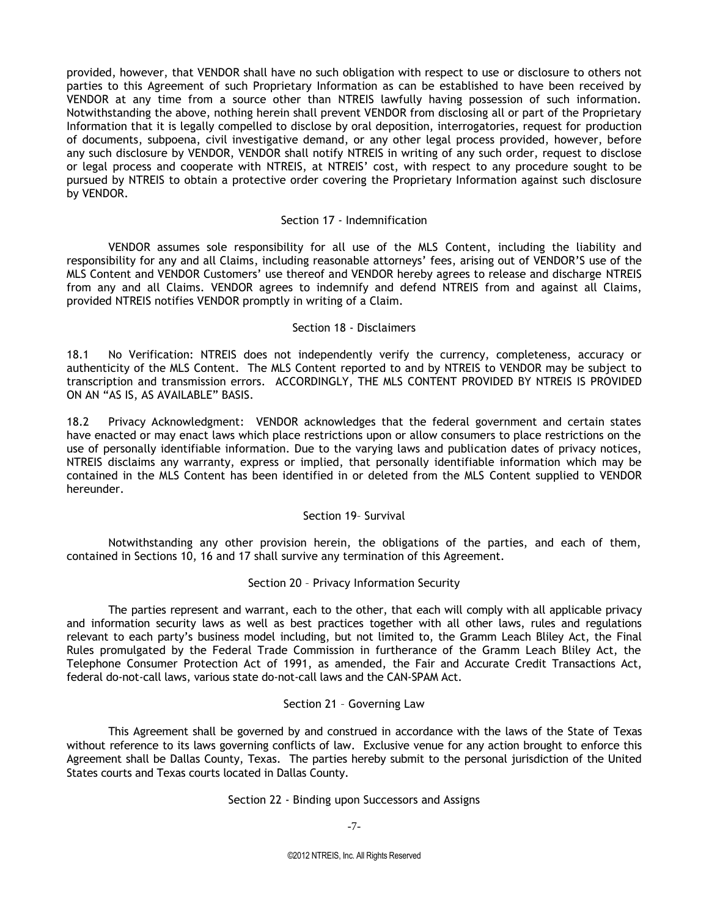provided, however, that VENDOR shall have no such obligation with respect to use or disclosure to others not parties to this Agreement of such Proprietary Information as can be established to have been received by VENDOR at any time from a source other than NTREIS lawfully having possession of such information. Notwithstanding the above, nothing herein shall prevent VENDOR from disclosing all or part of the Proprietary Information that it is legally compelled to disclose by oral deposition, interrogatories, request for production of documents, subpoena, civil investigative demand, or any other legal process provided, however, before any such disclosure by VENDOR, VENDOR shall notify NTREIS in writing of any such order, request to disclose or legal process and cooperate with NTREIS, at NTREIS' cost, with respect to any procedure sought to be pursued by NTREIS to obtain a protective order covering the Proprietary Information against such disclosure by VENDOR.

## Section 17 - Indemnification

VENDOR assumes sole responsibility for all use of the MLS Content, including the liability and responsibility for any and all Claims, including reasonable attorneys' fees, arising out of VENDOR'S use of the MLS Content and VENDOR Customers' use thereof and VENDOR hereby agrees to release and discharge NTREIS from any and all Claims. VENDOR agrees to indemnify and defend NTREIS from and against all Claims, provided NTREIS notifies VENDOR promptly in writing of a Claim.

## Section 18 - Disclaimers

18.1 No Verification: NTREIS does not independently verify the currency, completeness, accuracy or authenticity of the MLS Content. The MLS Content reported to and by NTREIS to VENDOR may be subject to transcription and transmission errors. ACCORDINGLY, THE MLS CONTENT PROVIDED BY NTREIS IS PROVIDED ON AN "AS IS, AS AVAILABLE" BASIS.

18.2 Privacy Acknowledgment: VENDOR acknowledges that the federal government and certain states have enacted or may enact laws which place restrictions upon or allow consumers to place restrictions on the use of personally identifiable information. Due to the varying laws and publication dates of privacy notices, NTREIS disclaims any warranty, express or implied, that personally identifiable information which may be contained in the MLS Content has been identified in or deleted from the MLS Content supplied to VENDOR hereunder.

## Section 19– Survival

Notwithstanding any other provision herein, the obligations of the parties, and each of them, contained in Sections 10, 16 and 17 shall survive any termination of this Agreement.

## Section 20 – Privacy Information Security

The parties represent and warrant, each to the other, that each will comply with all applicable privacy and information security laws as well as best practices together with all other laws, rules and regulations relevant to each party's business model including, but not limited to, the Gramm Leach Bliley Act, the Final Rules promulgated by the Federal Trade Commission in furtherance of the Gramm Leach Bliley Act, the Telephone Consumer Protection Act of 1991, as amended, the Fair and Accurate Credit Transactions Act, federal do-not-call laws, various state do-not-call laws and the CAN-SPAM Act.

## Section 21 – Governing Law

This Agreement shall be governed by and construed in accordance with the laws of the State of Texas without reference to its laws governing conflicts of law. Exclusive venue for any action brought to enforce this Agreement shall be Dallas County, Texas. The parties hereby submit to the personal jurisdiction of the United States courts and Texas courts located in Dallas County.

## Section 22 - Binding upon Successors and Assigns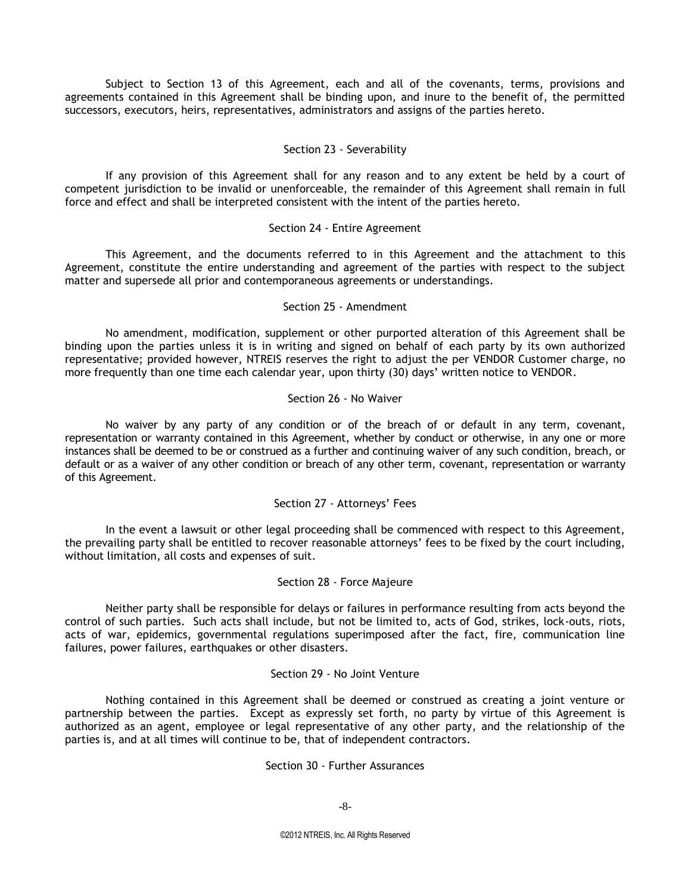Subject to Section 13 of this Agreement, each and all of the covenants, terms, provisions and agreements contained in this Agreement shall be binding upon, and inure to the benefit of, the permitted successors, executors, heirs, representatives, administrators and assigns of the parties hereto.

### Section 23 - Severability

If any provision of this Agreement shall for any reason and to any extent be held by a court of competent jurisdiction to be invalid or unenforceable, the remainder of this Agreement shall remain in full force and effect and shall be interpreted consistent with the intent of the parties hereto.

### Section 24 - Entire Agreement

This Agreement, and the documents referred to in this Agreement and the attachment to this Agreement, constitute the entire understanding and agreement of the parties with respect to the subject matter and supersede all prior and contemporaneous agreements or understandings.

### Section 25 - Amendment

No amendment, modification, supplement or other purported alteration of this Agreement shall be binding upon the parties unless it is in writing and signed on behalf of each party by its own authorized representative; provided however, NTREIS reserves the right to adjust the per VENDOR Customer charge, no more frequently than one time each calendar year, upon thirty (30) days' written notice to VENDOR.

### Section 26 - No Waiver

No waiver by any party of any condition or of the breach of or default in any term, covenant, representation or warranty contained in this Agreement, whether by conduct or otherwise, in any one or more instances shall be deemed to be or construed as a further and continuing waiver of any such condition, breach, or default or as a waiver of any other condition or breach of any other term, covenant, representation or warranty of this Agreement.

### Section 27 - Attorneys' Fees

In the event a lawsuit or other legal proceeding shall be commenced with respect to this Agreement, the prevailing party shall be entitled to recover reasonable attorneys' fees to be fixed by the court including, without limitation, all costs and expenses of suit.

### Section 28 - Force Majeure

Neither party shall be responsible for delays or failures in performance resulting from acts beyond the control of such parties. Such acts shall include, but not be limited to, acts of God, strikes, lock-outs, riots, acts of war, epidemics, governmental regulations superimposed after the fact, fire, communication line failures, power failures, earthquakes or other disasters.

### Section 29 - No Joint Venture

Nothing contained in this Agreement shall be deemed or construed as creating a joint venture or partnership between the parties. Except as expressly set forth, no party by virtue of this Agreement is authorized as an agent, employee or legal representative of any other party, and the relationship of the parties is, and at all times will continue to be, that of independent contractors.

### Section 30 - Further Assurances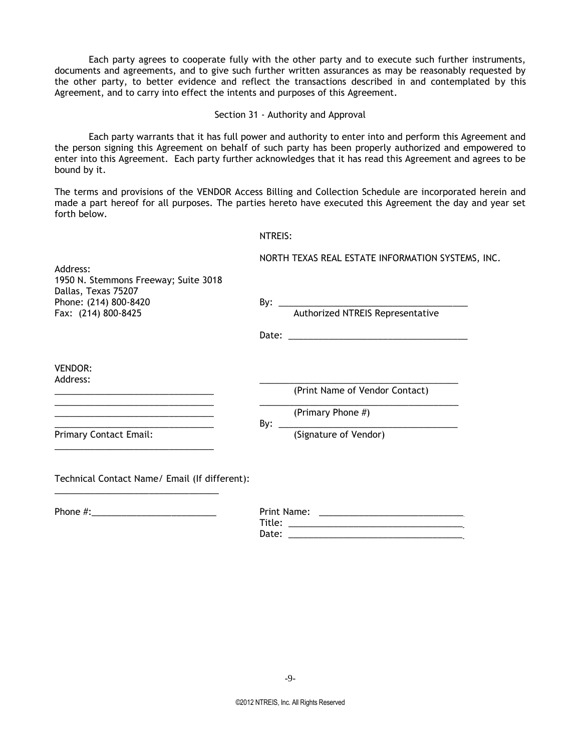Each party agrees to cooperate fully with the other party and to execute such further instruments, documents and agreements, and to give such further written assurances as may be reasonably requested by the other party, to better evidence and reflect the transactions described in and contemplated by this Agreement, and to carry into effect the intents and purposes of this Agreement.

### Section 31 - Authority and Approval

Each party warrants that it has full power and authority to enter into and perform this Agreement and the person signing this Agreement on behalf of such party has been properly authorized and empowered to enter into this Agreement. Each party further acknowledges that it has read this Agreement and agrees to be bound by it.

The terms and provisions of the VENDOR Access Billing and Collection Schedule are incorporated herein and made a part hereof for all purposes. The parties hereto have executed this Agreement the day and year set forth below.

NTREIS:

NORTH TEXAS REAL ESTATE INFORMATION SYSTEMS, INC.

Address:
1950 N. Stemmons Freeway; Suite 3018
Dallas, Texas 75207
Phone: (214) 800-8420
Fax: (214) 800-8425

By: ______________________________________
Authorized NTREIS Representative

Date: ____________________________________

VENDOR:
Address:
________________________________
________________________________
________________________________
________________________________

Primary Contact Email:
________________________________

________________________________________
(Print Name of Vendor Contact)

________________________________________
(Primary Phone #)

By: ____________________________________
(Signature of Vendor)

Technical Contact Name/ Email (If different):
________________________________

Phone #:_________________________

Print Name: ____________________________
Title: ____________________________________
Date: ____________________________________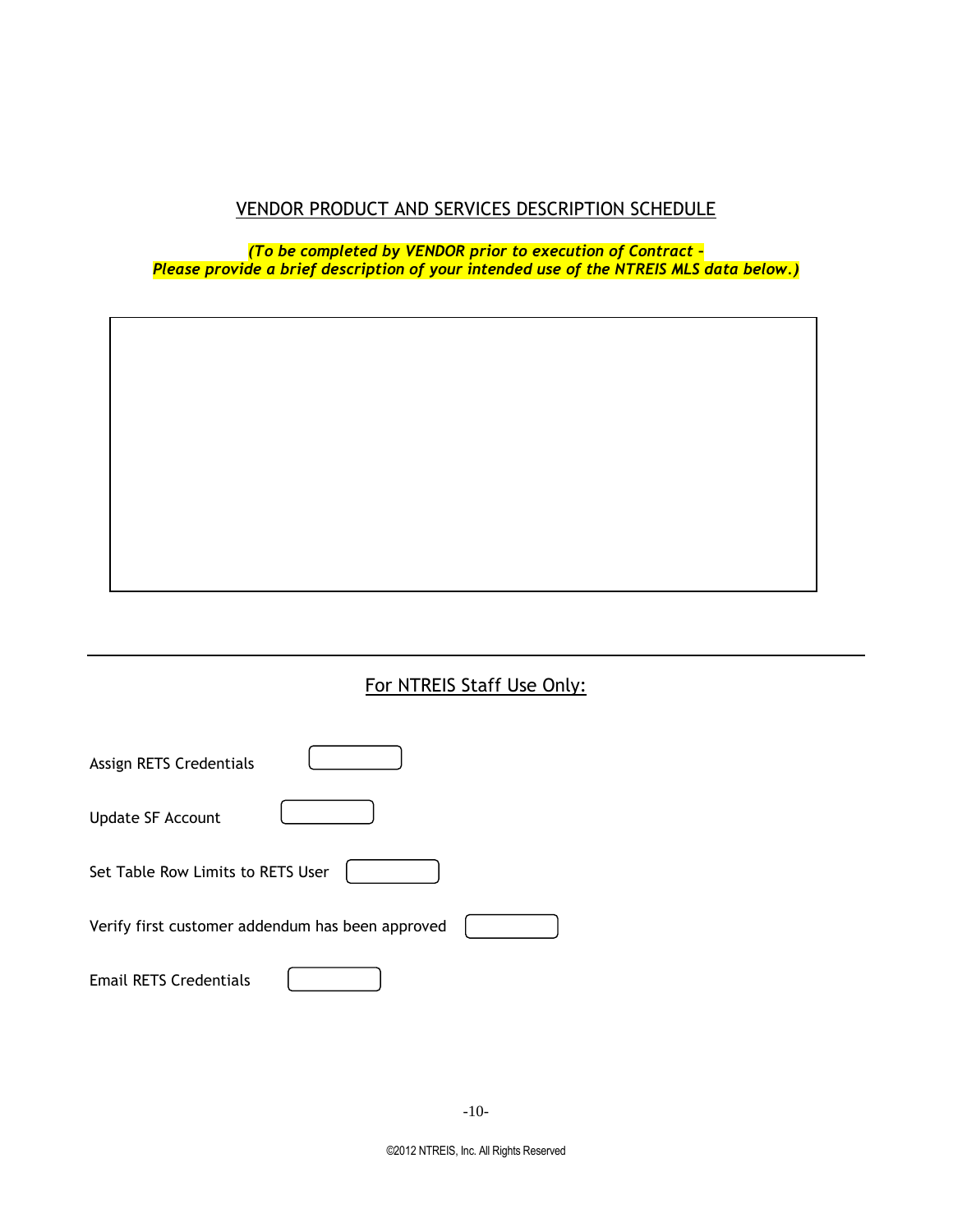## VENDOR PRODUCT AND SERVICES DESCRIPTION SCHEDULE

***(To be completed by VENDOR prior to execution of Contract - Please provide a brief description of your intended use of the NTREIS MLS data below.)***

---

## For NTREIS Staff Use Only:

Assign RETS Credentials

Update SF Account

Set Table Row Limits to RETS User

Verify first customer addendum has been approved

Email RETS Credentials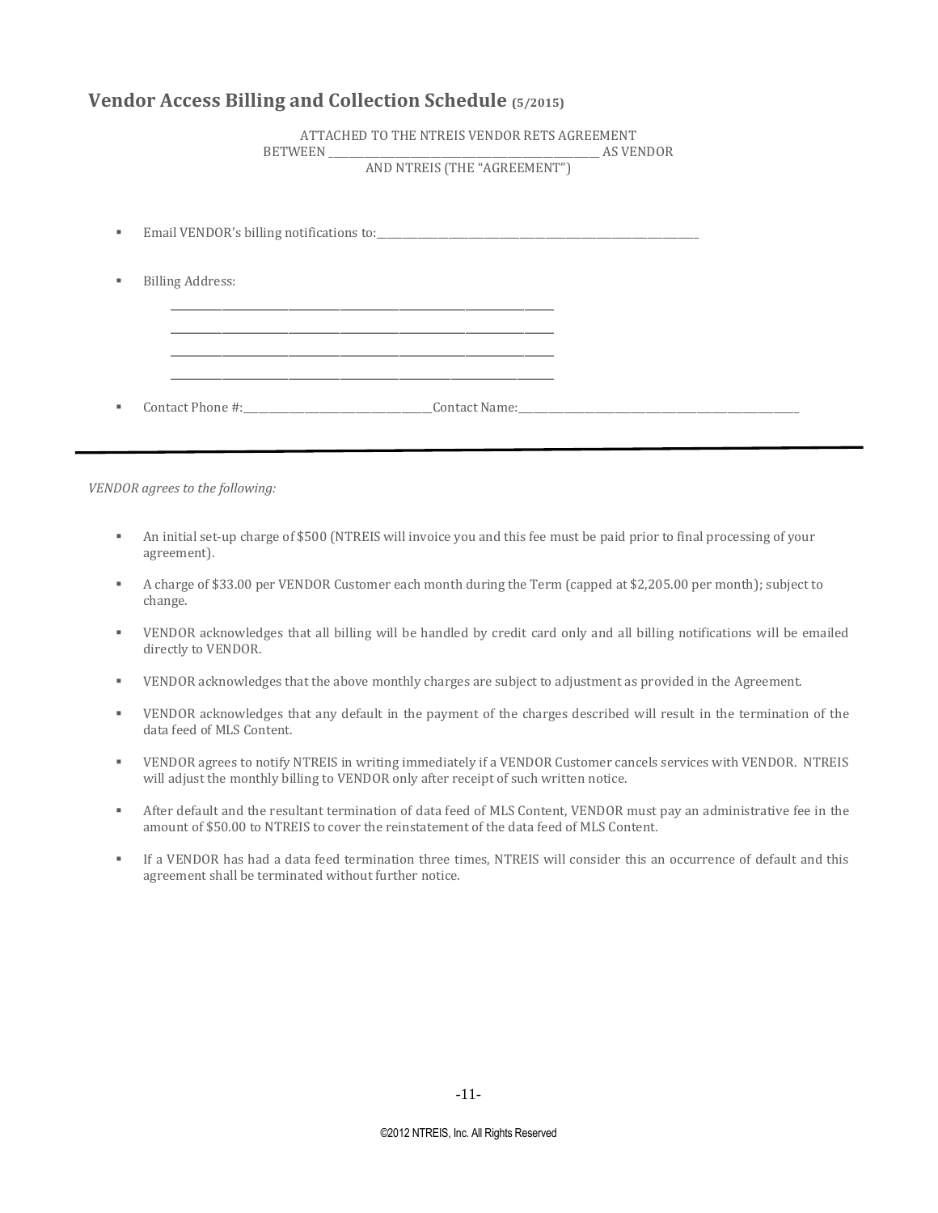## Vendor Access Billing and Collection Schedule (5/2015)

ATTACHED TO THE NTREIS VENDOR RETS AGREEMENT
BETWEEN ____________________________________________ AS VENDOR
AND NTREIS (THE "AGREEMENT")

- Email VENDOR's billing notifications to:_______________________________________________

- Billing Address:

  ______________________________________________
  ______________________________________________
  ______________________________________________
  ______________________________________________

- Contact Phone #:________________________Contact Name:____________________________________

---

*VENDOR agrees to the following:*

- An initial set-up charge of $500 (NTREIS will invoice you and this fee must be paid prior to final processing of your agreement).
- A charge of $33.00 per VENDOR Customer each month during the Term (capped at $2,205.00 per month); subject to change.
- VENDOR acknowledges that all billing will be handled by credit card only and all billing notifications will be emailed directly to VENDOR.
- VENDOR acknowledges that the above monthly charges are subject to adjustment as provided in the Agreement.
- VENDOR acknowledges that any default in the payment of the charges described will result in the termination of the data feed of MLS Content.
- VENDOR agrees to notify NTREIS in writing immediately if a VENDOR Customer cancels services with VENDOR. NTREIS will adjust the monthly billing to VENDOR only after receipt of such written notice.
- After default and the resultant termination of data feed of MLS Content, VENDOR must pay an administrative fee in the amount of $50.00 to NTREIS to cover the reinstatement of the data feed of MLS Content.
- If a VENDOR has had a data feed termination three times, NTREIS will consider this an occurrence of default and this agreement shall be terminated without further notice.

©2012 NTREIS, Inc. All Rights Reserved